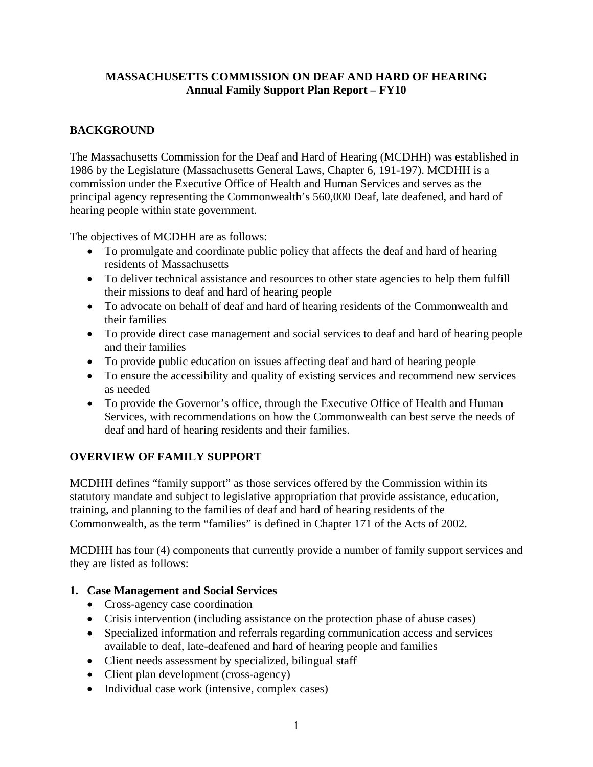**MASSACHUSETTS COMMISSION ON DEAF AND HARD OF HEARING**
**Annual Family Support Plan Report – FY10**

## BACKGROUND

The Massachusetts Commission for the Deaf and Hard of Hearing (MCDHH) was established in 1986 by the Legislature (Massachusetts General Laws, Chapter 6, 191-197). MCDHH is a commission under the Executive Office of Health and Human Services and serves as the principal agency representing the Commonwealth's 560,000 Deaf, late deafened, and hard of hearing people within state government.

The objectives of MCDHH are as follows:

- To promulgate and coordinate public policy that affects the deaf and hard of hearing residents of Massachusetts
- To deliver technical assistance and resources to other state agencies to help them fulfill their missions to deaf and hard of hearing people
- To advocate on behalf of deaf and hard of hearing residents of the Commonwealth and their families
- To provide direct case management and social services to deaf and hard of hearing people and their families
- To provide public education on issues affecting deaf and hard of hearing people
- To ensure the accessibility and quality of existing services and recommend new services as needed
- To provide the Governor's office, through the Executive Office of Health and Human Services, with recommendations on how the Commonwealth can best serve the needs of deaf and hard of hearing residents and their families.

## OVERVIEW OF FAMILY SUPPORT

MCDHH defines "family support" as those services offered by the Commission within its statutory mandate and subject to legislative appropriation that provide assistance, education, training, and planning to the families of deaf and hard of hearing residents of the Commonwealth, as the term "families" is defined in Chapter 171 of the Acts of 2002.

MCDHH has four (4) components that currently provide a number of family support services and they are listed as follows:

### 1. Case Management and Social Services

- Cross-agency case coordination
- Crisis intervention (including assistance on the protection phase of abuse cases)
- Specialized information and referrals regarding communication access and services available to deaf, late-deafened and hard of hearing people and families
- Client needs assessment by specialized, bilingual staff
- Client plan development (cross-agency)
- Individual case work (intensive, complex cases)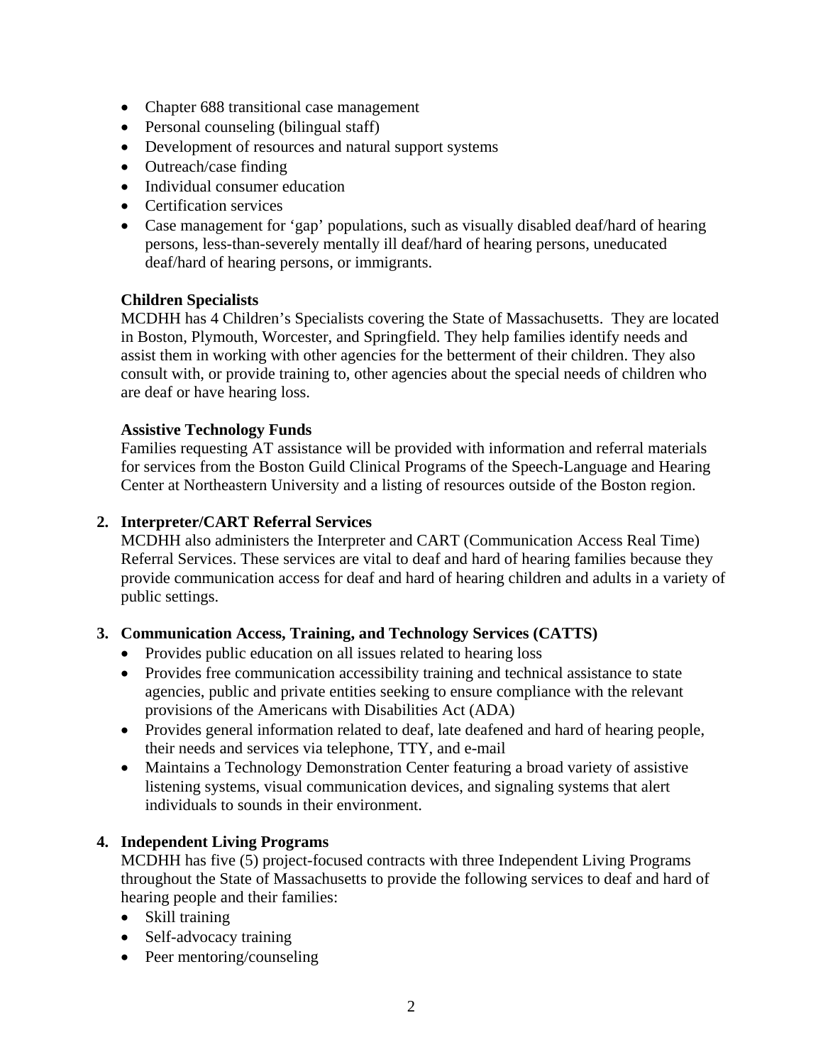- Chapter 688 transitional case management
- Personal counseling (bilingual staff)
- Development of resources and natural support systems
- Outreach/case finding
- Individual consumer education
- Certification services
- Case management for 'gap' populations, such as visually disabled deaf/hard of hearing persons, less-than-severely mentally ill deaf/hard of hearing persons, uneducated deaf/hard of hearing persons, or immigrants.

**Children Specialists**
MCDHH has 4 Children's Specialists covering the State of Massachusetts. They are located in Boston, Plymouth, Worcester, and Springfield. They help families identify needs and assist them in working with other agencies for the betterment of their children. They also consult with, or provide training to, other agencies about the special needs of children who are deaf or have hearing loss.

**Assistive Technology Funds**
Families requesting AT assistance will be provided with information and referral materials for services from the Boston Guild Clinical Programs of the Speech-Language and Hearing Center at Northeastern University and a listing of resources outside of the Boston region.

2. **Interpreter/CART Referral Services**
   MCDHH also administers the Interpreter and CART (Communication Access Real Time) Referral Services. These services are vital to deaf and hard of hearing families because they provide communication access for deaf and hard of hearing children and adults in a variety of public settings.

3. **Communication Access, Training, and Technology Services (CATTS)**
   - Provides public education on all issues related to hearing loss
   - Provides free communication accessibility training and technical assistance to state agencies, public and private entities seeking to ensure compliance with the relevant provisions of the Americans with Disabilities Act (ADA)
   - Provides general information related to deaf, late deafened and hard of hearing people, their needs and services via telephone, TTY, and e-mail
   - Maintains a Technology Demonstration Center featuring a broad variety of assistive listening systems, visual communication devices, and signaling systems that alert individuals to sounds in their environment.

4. **Independent Living Programs**
   MCDHH has five (5) project-focused contracts with three Independent Living Programs throughout the State of Massachusetts to provide the following services to deaf and hard of hearing people and their families:
   - Skill training
   - Self-advocacy training
   - Peer mentoring/counseling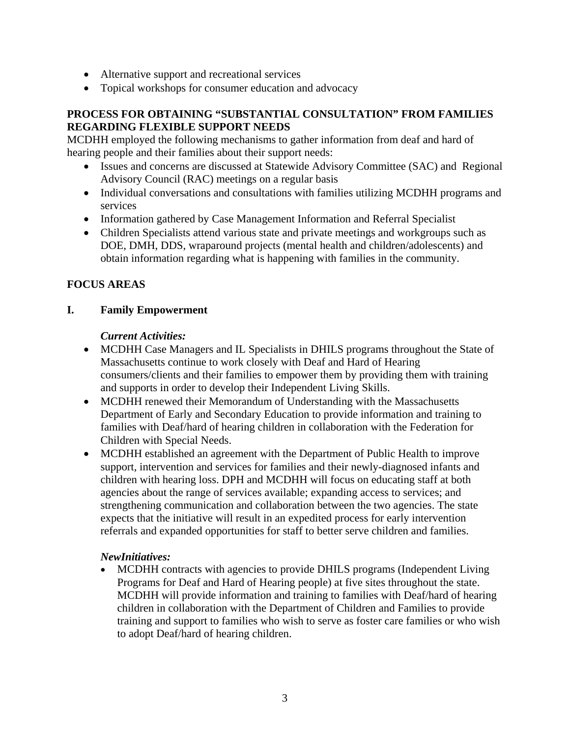- Alternative support and recreational services
- Topical workshops for consumer education and advocacy

**PROCESS FOR OBTAINING "SUBSTANTIAL CONSULTATION" FROM FAMILIES REGARDING FLEXIBLE SUPPORT NEEDS**

MCDHH employed the following mechanisms to gather information from deaf and hard of hearing people and their families about their support needs:

- Issues and concerns are discussed at Statewide Advisory Committee (SAC) and Regional Advisory Council (RAC) meetings on a regular basis
- Individual conversations and consultations with families utilizing MCDHH programs and services
- Information gathered by Case Management Information and Referral Specialist
- Children Specialists attend various state and private meetings and workgroups such as DOE, DMH, DDS, wraparound projects (mental health and children/adolescents) and obtain information regarding what is happening with families in the community.

**FOCUS AREAS**

**I. Family Empowerment**

***Current Activities:***

- MCDHH Case Managers and IL Specialists in DHILS programs throughout the State of Massachusetts continue to work closely with Deaf and Hard of Hearing consumers/clients and their families to empower them by providing them with training and supports in order to develop their Independent Living Skills.
- MCDHH renewed their Memorandum of Understanding with the Massachusetts Department of Early and Secondary Education to provide information and training to families with Deaf/hard of hearing children in collaboration with the Federation for Children with Special Needs.
- MCDHH established an agreement with the Department of Public Health to improve support, intervention and services for families and their newly-diagnosed infants and children with hearing loss. DPH and MCDHH will focus on educating staff at both agencies about the range of services available; expanding access to services; and strengthening communication and collaboration between the two agencies. The state expects that the initiative will result in an expedited process for early intervention referrals and expanded opportunities for staff to better serve children and families.

***NewInitiatives:***

- MCDHH contracts with agencies to provide DHILS programs (Independent Living Programs for Deaf and Hard of Hearing people) at five sites throughout the state. MCDHH will provide information and training to families with Deaf/hard of hearing children in collaboration with the Department of Children and Families to provide training and support to families who wish to serve as foster care families or who wish to adopt Deaf/hard of hearing children.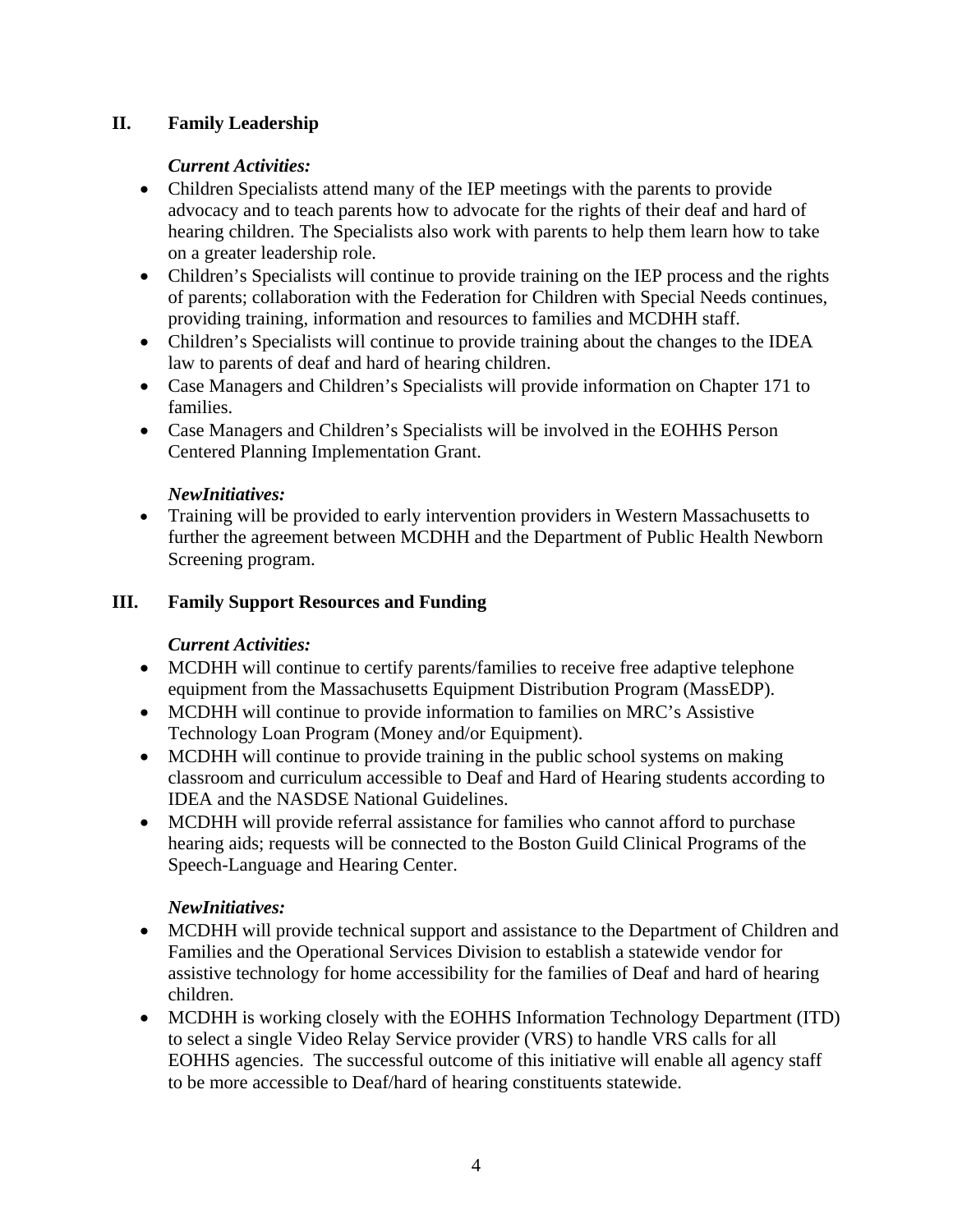## II. Family Leadership

***Current Activities:***

- Children Specialists attend many of the IEP meetings with the parents to provide advocacy and to teach parents how to advocate for the rights of their deaf and hard of hearing children. The Specialists also work with parents to help them learn how to take on a greater leadership role.
- Children's Specialists will continue to provide training on the IEP process and the rights of parents; collaboration with the Federation for Children with Special Needs continues, providing training, information and resources to families and MCDHH staff.
- Children's Specialists will continue to provide training about the changes to the IDEA law to parents of deaf and hard of hearing children.
- Case Managers and Children's Specialists will provide information on Chapter 171 to families.
- Case Managers and Children's Specialists will be involved in the EOHHS Person Centered Planning Implementation Grant.

***NewInitiatives:***

- Training will be provided to early intervention providers in Western Massachusetts to further the agreement between MCDHH and the Department of Public Health Newborn Screening program.

## III. Family Support Resources and Funding

***Current Activities:***

- MCDHH will continue to certify parents/families to receive free adaptive telephone equipment from the Massachusetts Equipment Distribution Program (MassEDP).
- MCDHH will continue to provide information to families on MRC's Assistive Technology Loan Program (Money and/or Equipment).
- MCDHH will continue to provide training in the public school systems on making classroom and curriculum accessible to Deaf and Hard of Hearing students according to IDEA and the NASDSE National Guidelines.
- MCDHH will provide referral assistance for families who cannot afford to purchase hearing aids; requests will be connected to the Boston Guild Clinical Programs of the Speech-Language and Hearing Center.

***NewInitiatives:***

- MCDHH will provide technical support and assistance to the Department of Children and Families and the Operational Services Division to establish a statewide vendor for assistive technology for home accessibility for the families of Deaf and hard of hearing children.
- MCDHH is working closely with the EOHHS Information Technology Department (ITD) to select a single Video Relay Service provider (VRS) to handle VRS calls for all EOHHS agencies. The successful outcome of this initiative will enable all agency staff to be more accessible to Deaf/hard of hearing constituents statewide.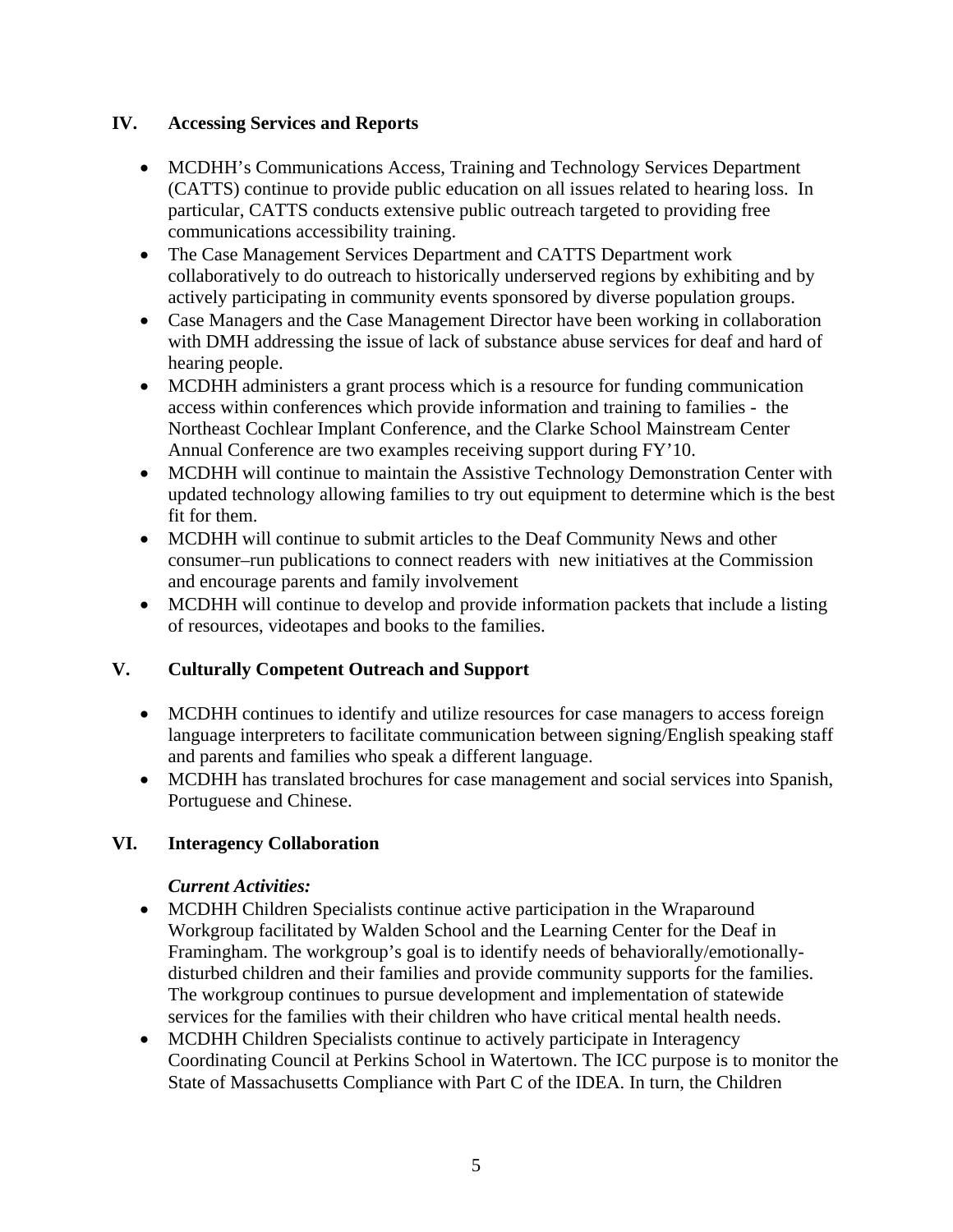## IV. Accessing Services and Reports

- MCDHH's Communications Access, Training and Technology Services Department (CATTS) continue to provide public education on all issues related to hearing loss. In particular, CATTS conducts extensive public outreach targeted to providing free communications accessibility training.
- The Case Management Services Department and CATTS Department work collaboratively to do outreach to historically underserved regions by exhibiting and by actively participating in community events sponsored by diverse population groups.
- Case Managers and the Case Management Director have been working in collaboration with DMH addressing the issue of lack of substance abuse services for deaf and hard of hearing people.
- MCDHH administers a grant process which is a resource for funding communication access within conferences which provide information and training to families - the Northeast Cochlear Implant Conference, and the Clarke School Mainstream Center Annual Conference are two examples receiving support during FY'10.
- MCDHH will continue to maintain the Assistive Technology Demonstration Center with updated technology allowing families to try out equipment to determine which is the best fit for them.
- MCDHH will continue to submit articles to the Deaf Community News and other consumer–run publications to connect readers with new initiatives at the Commission and encourage parents and family involvement
- MCDHH will continue to develop and provide information packets that include a listing of resources, videotapes and books to the families.

## V. Culturally Competent Outreach and Support

- MCDHH continues to identify and utilize resources for case managers to access foreign language interpreters to facilitate communication between signing/English speaking staff and parents and families who speak a different language.
- MCDHH has translated brochures for case management and social services into Spanish, Portuguese and Chinese.

## VI. Interagency Collaboration

***Current Activities:***

- MCDHH Children Specialists continue active participation in the Wraparound Workgroup facilitated by Walden School and the Learning Center for the Deaf in Framingham. The workgroup's goal is to identify needs of behaviorally/emotionally-disturbed children and their families and provide community supports for the families. The workgroup continues to pursue development and implementation of statewide services for the families with their children who have critical mental health needs.
- MCDHH Children Specialists continue to actively participate in Interagency Coordinating Council at Perkins School in Watertown. The ICC purpose is to monitor the State of Massachusetts Compliance with Part C of the IDEA. In turn, the Children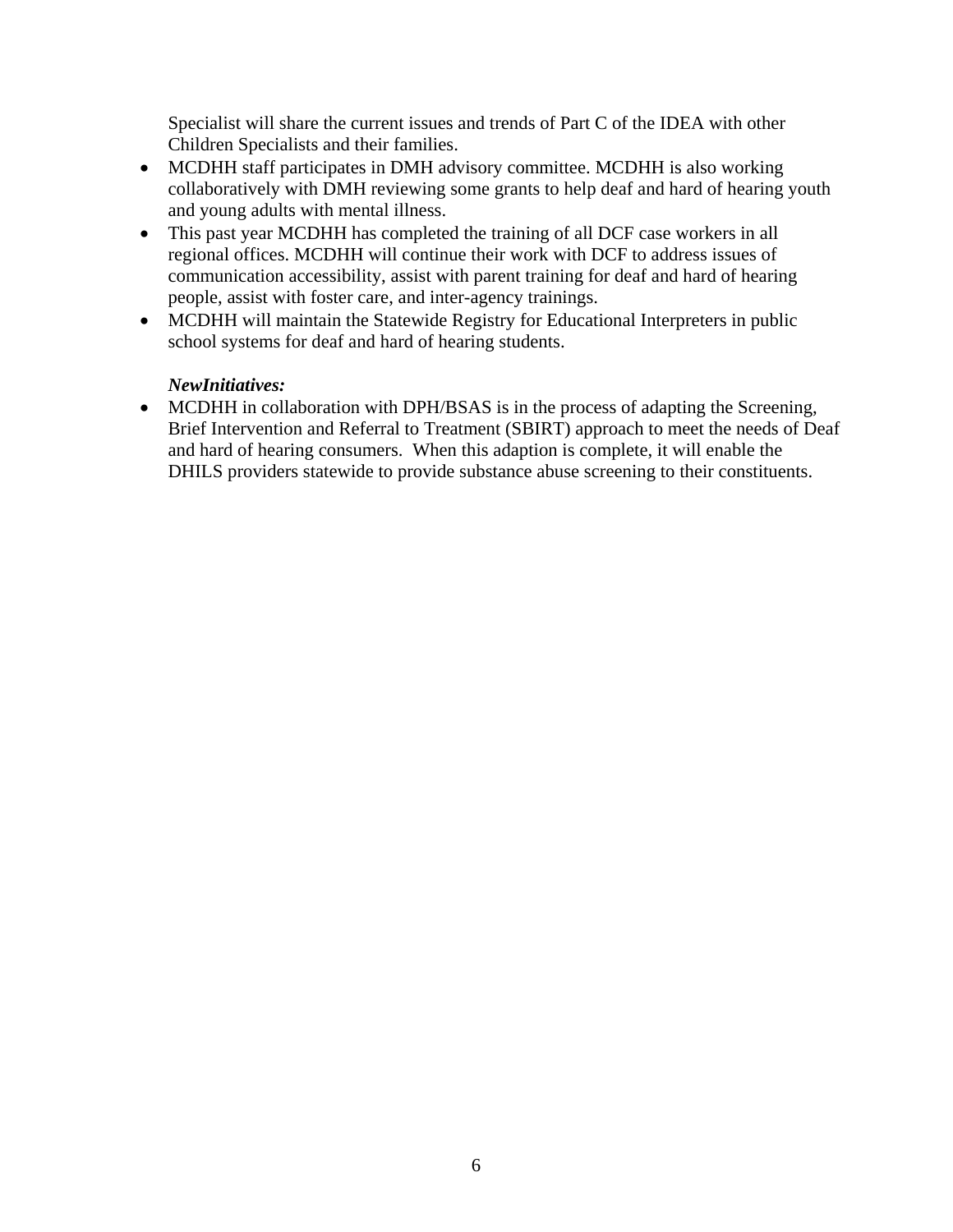Specialist will share the current issues and trends of Part C of the IDEA with other Children Specialists and their families.

- MCDHH staff participates in DMH advisory committee. MCDHH is also working collaboratively with DMH reviewing some grants to help deaf and hard of hearing youth and young adults with mental illness.
- This past year MCDHH has completed the training of all DCF case workers in all regional offices. MCDHH will continue their work with DCF to address issues of communication accessibility, assist with parent training for deaf and hard of hearing people, assist with foster care, and inter-agency trainings.
- MCDHH will maintain the Statewide Registry for Educational Interpreters in public school systems for deaf and hard of hearing students.

***NewInitiatives:***

- MCDHH in collaboration with DPH/BSAS is in the process of adapting the Screening, Brief Intervention and Referral to Treatment (SBIRT) approach to meet the needs of Deaf and hard of hearing consumers. When this adaption is complete, it will enable the DHILS providers statewide to provide substance abuse screening to their constituents.